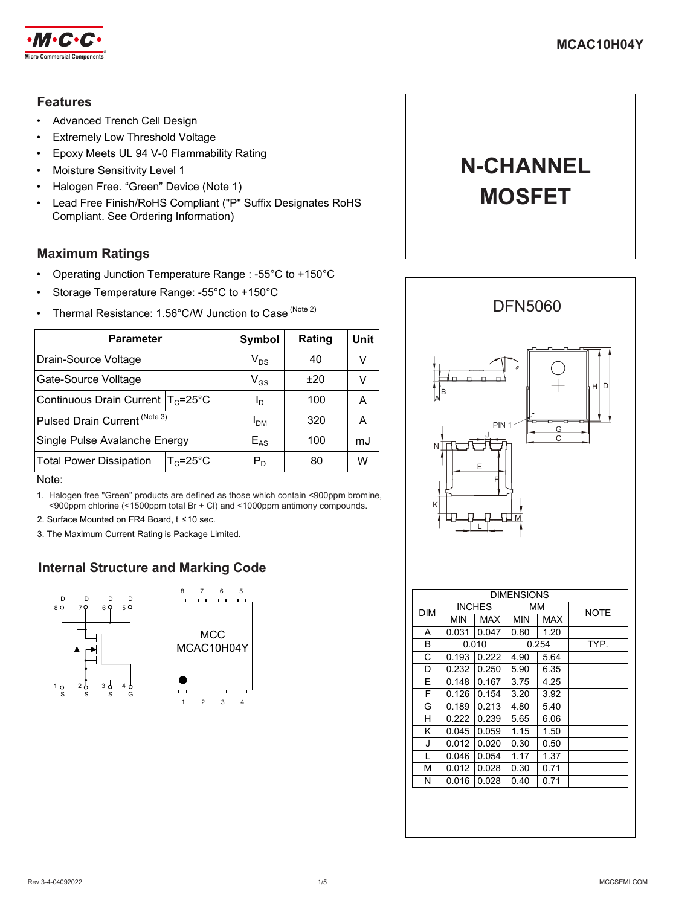# MCAC10H04Y

## N-CHANNEL MOSFET

## Features

- Advanced Trench Cell Design
- Extremely Low Threshold Voltage
- Epoxy Meets UL 94 V-0 Flammability Rating
- Moisture Sensitivity Level 1
- Halogen Free. "Green" Device (Note 1)
- Lead Free Finish/RoHS Compliant ("P" Suffix Designates RoHS Compliant. See Ordering Information)

## Maximum Ratings

- Operating Junction Temperature Range : -55°C to +150°C
- Storage Temperature Range: -55°C to +150°C
- Thermal Resistance: 1.56°C/W Junction to Case (Note 2)

| Parameter | | Symbol | Rating | Unit |
|---|---|---|---|---|
| Drain-Source Voltage | | $V_{DS}$ | 40 | V |
| Gate-Source Volltage | | $V_{GS}$ | ±20 | V |
| Continuous Drain Current | $T_C$=25°C | $I_D$ | 100 | A |
| Pulsed Drain Current (Note 3) | | $I_{DM}$ | 320 | A |
| Single Pulse Avalanche Energy | | $E_{AS}$ | 100 | mJ |
| Total Power Dissipation | $T_C$=25°C | $P_D$ | 80 | W |

Note:

1. Halogen free "Green" products are defined as those which contain <900ppm bromine, <900ppm chlorine (<1500ppm total Br + Cl) and <1000ppm antimony compounds.
2. Surface Mounted on FR4 Board, t ≤10 sec.
3. The Maximum Current Rating is Package Limited.

## Internal Structure and Marking Code

D D D D
8 7 6 5
1 2 3 4
S S S G

MCC
MCAC10H04Y

## DFN5060

| DIM | INCHES | | MM | | NOTE |
|---|---|---|---|---|---|
| | MIN | MAX | MIN | MAX | |
| A | 0.031 | 0.047 | 0.80 | 1.20 | |
| B | 0.010 | | 0.254 | | TYP. |
| C | 0.193 | 0.222 | 4.90 | 5.64 | |
| D | 0.232 | 0.250 | 5.90 | 6.35 | |
| E | 0.148 | 0.167 | 3.75 | 4.25 | |
| F | 0.126 | 0.154 | 3.20 | 3.92 | |
| G | 0.189 | 0.213 | 4.80 | 5.40 | |
| H | 0.222 | 0.239 | 5.65 | 6.06 | |
| K | 0.045 | 0.059 | 1.15 | 1.50 | |
| J | 0.012 | 0.020 | 0.30 | 0.50 | |
| L | 0.046 | 0.054 | 1.17 | 1.37 | |
| M | 0.012 | 0.028 | 0.30 | 0.71 | |
| N | 0.016 | 0.028 | 0.40 | 0.71 | |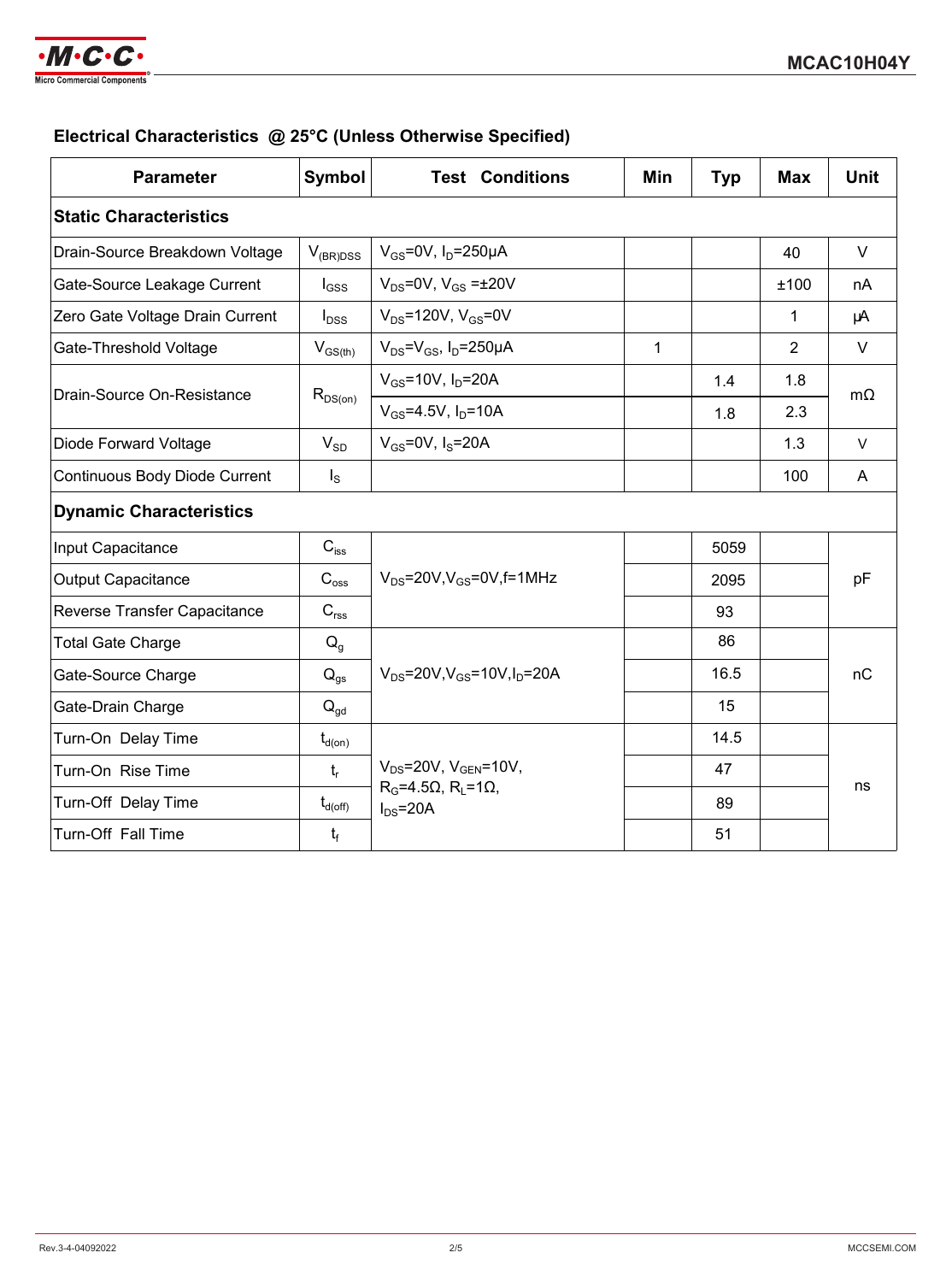## Electrical Characteristics @ 25°C (Unless Otherwise Specified)

| Parameter | Symbol | Test Conditions | Min | Typ | Max | Unit |
|---|---|---|---|---|---|---|
| **Static Characteristics** | | | | | | |
| Drain-Source Breakdown Voltage | $V_{(BR)DSS}$ | $V_{GS}$=0V, $I_D$=250μA | | | 40 | V |
| Gate-Source Leakage Current | $I_{GSS}$ | $V_{DS}$=0V, $V_{GS}$ =±20V | | | ±100 | nA |
| Zero Gate Voltage Drain Current | $I_{DSS}$ | $V_{DS}$=120V, $V_{GS}$=0V | | | 1 | μA |
| Gate-Threshold Voltage | $V_{GS(th)}$ | $V_{DS}$=$V_{GS}$, $I_D$=250μA | 1 | | 2 | V |
| Drain-Source On-Resistance | $R_{DS(on)}$ | $V_{GS}$=10V, $I_D$=20A | | 1.4 | 1.8 | mΩ |
| | | $V_{GS}$=4.5V, $I_D$=10A | | 1.8 | 2.3 | |
| Diode Forward Voltage | $V_{SD}$ | $V_{GS}$=0V, $I_S$=20A | | | 1.3 | V |
| Continuous Body Diode Current | $I_S$ | | | | 100 | A |
| **Dynamic Characteristics** | | | | | | |
| Input Capacitance | $C_{iss}$ | $V_{DS}$=20V,$V_{GS}$=0V,f=1MHz | | 5059 | | pF |
| Output Capacitance | $C_{oss}$ | | | 2095 | | |
| Reverse Transfer Capacitance | $C_{rss}$ | | | 93 | | |
| Total Gate Charge | $Q_g$ | $V_{DS}$=20V,$V_{GS}$=10V,$I_D$=20A | | 86 | | nC |
| Gate-Source Charge | $Q_{gs}$ | | | 16.5 | | |
| Gate-Drain Charge | $Q_{gd}$ | | | 15 | | |
| Turn-On Delay Time | $t_{d(on)}$ | $V_{DS}$=20V, $V_{GEN}$=10V, $R_G$=4.5Ω, $R_L$=1Ω, $I_{DS}$=20A | | 14.5 | | ns |
| Turn-On Rise Time | $t_r$ | | | 47 | | |
| Turn-Off Delay Time | $t_{d(off)}$ | | | 89 | | |
| Turn-Off Fall Time | $t_f$ | | | 51 | | |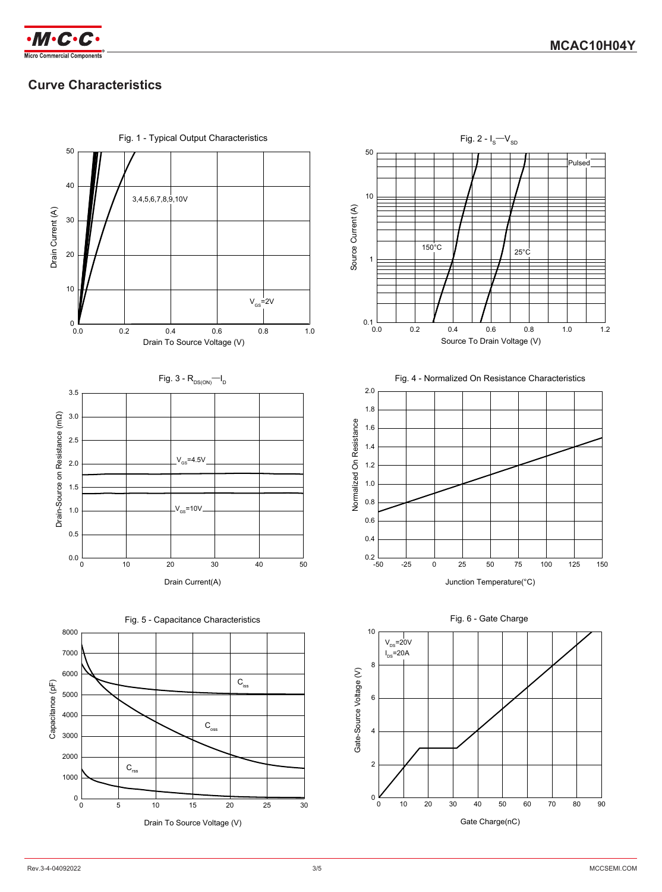## Curve Characteristics

Fig. 1 - Typical Output Characteristics

Fig. 2 - $I_S$—$V_{SD}$

Fig. 3 - $R_{DS(ON)}$—$I_D$

Fig. 4 - Normalized On Resistance Characteristics

Fig. 5 - Capacitance Characteristics

Fig. 6 - Gate Charge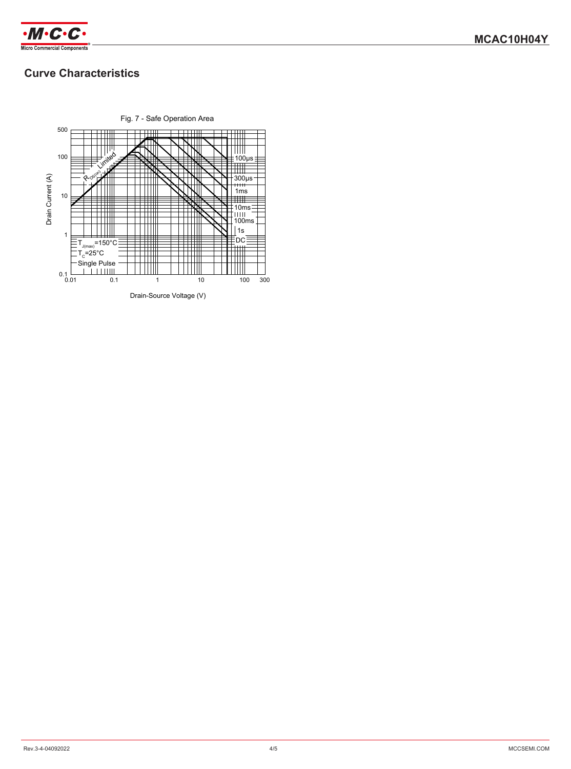## Curve Characteristics

Fig. 7 - Safe Operation Area

Drain Current (A)

Drain-Source Voltage (V)

$R_{DS(on)}$ Limited

100µs

300µs

1ms

10ms

100ms

1s

DC

$T_{J(max)}$=150°C

$T_C$=25°C

Single Pulse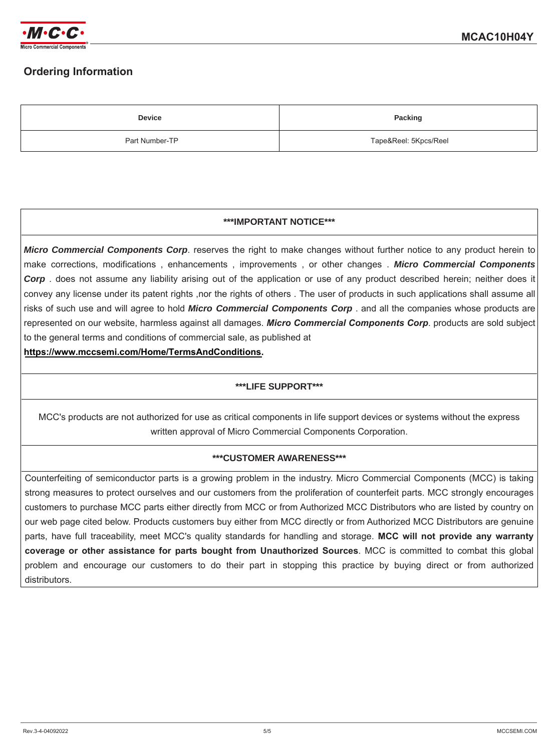## Ordering Information

| Device | Packing |
| --- | --- |
| Part Number-TP | Tape&Reel: 5Kpcs/Reel |

***IMPORTANT NOTICE***

***Micro Commercial Components Corp***. reserves the right to make changes without further notice to any product herein to make corrections, modifications , enhancements , improvements , or other changes . ***Micro Commercial Components Corp*** . does not assume any liability arising out of the application or use of any product described herein; neither does it convey any license under its patent rights ,nor the rights of others . The user of products in such applications shall assume all risks of such use and will agree to hold ***Micro Commercial Components Corp*** . and all the companies whose products are represented on our website, harmless against all damages. ***Micro Commercial Components Corp***. products are sold subject to the general terms and conditions of commercial sale, as published at
**https://www.mccsemi.com/Home/TermsAndConditions.**

***LIFE SUPPORT***

MCC's products are not authorized for use as critical components in life support devices or systems without the express written approval of Micro Commercial Components Corporation.

***CUSTOMER AWARENESS***

Counterfeiting of semiconductor parts is a growing problem in the industry. Micro Commercial Components (MCC) is taking strong measures to protect ourselves and our customers from the proliferation of counterfeit parts. MCC strongly encourages customers to purchase MCC parts either directly from MCC or from Authorized MCC Distributors who are listed by country on our web page cited below. Products customers buy either from MCC directly or from Authorized MCC Distributors are genuine parts, have full traceability, meet MCC's quality standards for handling and storage. **MCC will not provide any warranty coverage or other assistance for parts bought from Unauthorized Sources**. MCC is committed to combat this global problem and encourage our customers to do their part in stopping this practice by buying direct or from authorized distributors.